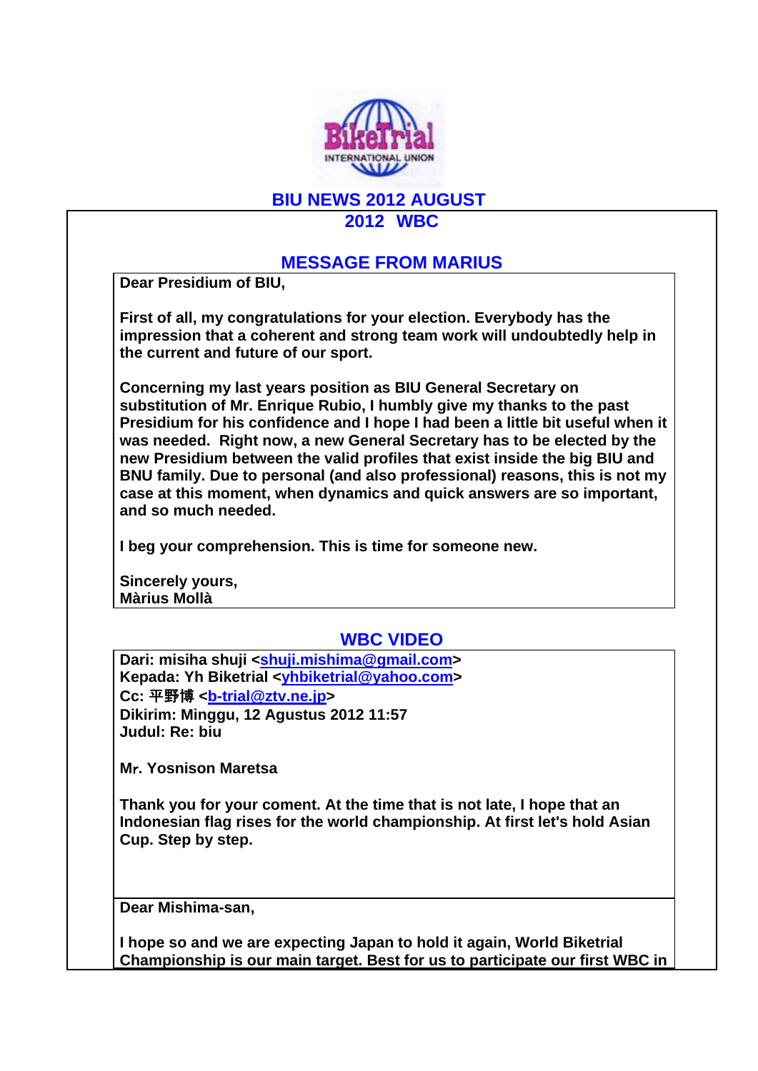BikeTrial INTERNATIONAL UNION

# BIU NEWS 2012 AUGUST

## 2012 WBC

### MESSAGE FROM MARIUS

**Dear Presidium of BIU,**

**First of all, my congratulations for your election. Everybody has the impression that a coherent and strong team work will undoubtedly help in the current and future of our sport.**

**Concerning my last years position as BIU General Secretary on substitution of Mr. Enrique Rubio, I humbly give my thanks to the past Presidium for his confidence and I hope I had been a little bit useful when it was needed. Right now, a new General Secretary has to be elected by the new Presidium between the valid profiles that exist inside the big BIU and BNU family. Due to personal (and also professional) reasons, this is not my case at this moment, when dynamics and quick answers are so important, and so much needed.**

**I beg your comprehension. This is time for someone new.**

**Sincerely yours,**
**Màrius Mollà**

### WBC VIDEO

**Dari: misiha shuji <shuji.mishima@gmail.com>**
**Kepada: Yh Biketrial <yhbiketrial@yahoo.com>**
**Cc: 平野博 <b-trial@ztv.ne.jp>**
**Dikirim: Minggu, 12 Agustus 2012 11:57**
**Judul: Re: biu**

**Mr. Yosnison Maretsa**

**Thank you for your coment. At the time that is not late, I hope that an Indonesian flag rises for the world championship. At first let's hold Asian Cup. Step by step.**

**Dear Mishima-san,**

**I hope so and we are expecting Japan to hold it again, World Biketrial Championship is our main target. Best for us to participate our first WBC in**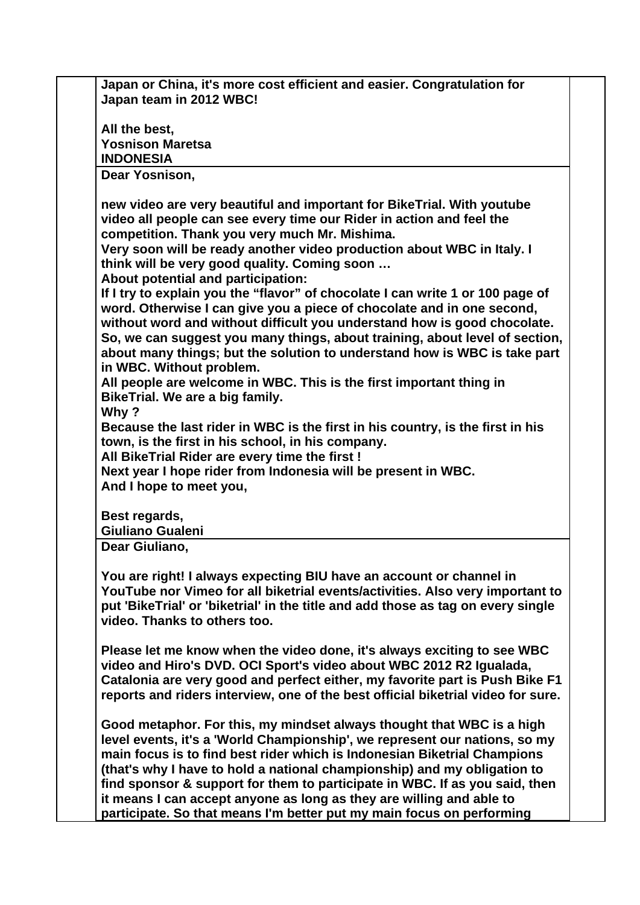**Japan or China, it's more cost efficient and easier. Congratulation for Japan team in 2012 WBC!**

**All the best,**
**Yosnison Maretsa**
**INDONESIA**

---

**Dear Yosnison,**

**new video are very beautiful and important for BikeTrial. With youtube video all people can see every time our Rider in action and feel the competition. Thank you very much Mr. Mishima.**
**Very soon will be ready another video production about WBC in Italy. I think will be very good quality. Coming soon …**
**About potential and participation:**
**If I try to explain you the "flavor" of chocolate I can write 1 or 100 page of word. Otherwise I can give you a piece of chocolate and in one second, without word and without difficult you understand how is good chocolate.**
**So, we can suggest you many things, about training, about level of section, about many things; but the solution to understand how is WBC is take part in WBC. Without problem.**
**All people are welcome in WBC. This is the first important thing in BikeTrial. We are a big family.**
**Why ?**
**Because the last rider in WBC is the first in his country, is the first in his town, is the first in his school, in his company.**
**All BikeTrial Rider are every time the first !**
**Next year I hope rider from Indonesia will be present in WBC.**
**And I hope to meet you,**

**Best regards,**
**Giuliano Gualeni**

---

**Dear Giuliano,**

**You are right! I always expecting BIU have an account or channel in YouTube nor Vimeo for all biketrial events/activities. Also very important to put 'BikeTrial' or 'biketrial' in the title and add those as tag on every single video. Thanks to others too.**

**Please let me know when the video done, it's always exciting to see WBC video and Hiro's DVD. OCI Sport's video about WBC 2012 R2 Igualada, Catalonia are very good and perfect either, my favorite part is Push Bike F1 reports and riders interview, one of the best official biketrial video for sure.**

**Good metaphor. For this, my mindset always thought that WBC is a high level events, it's a 'World Championship', we represent our nations, so my main focus is to find best rider which is Indonesian Biketrial Champions (that's why I have to hold a national championship) and my obligation to find sponsor & support for them to participate in WBC. If as you said, then it means I can accept anyone as long as they are willing and able to participate. So that means I'm better put my main focus on performing**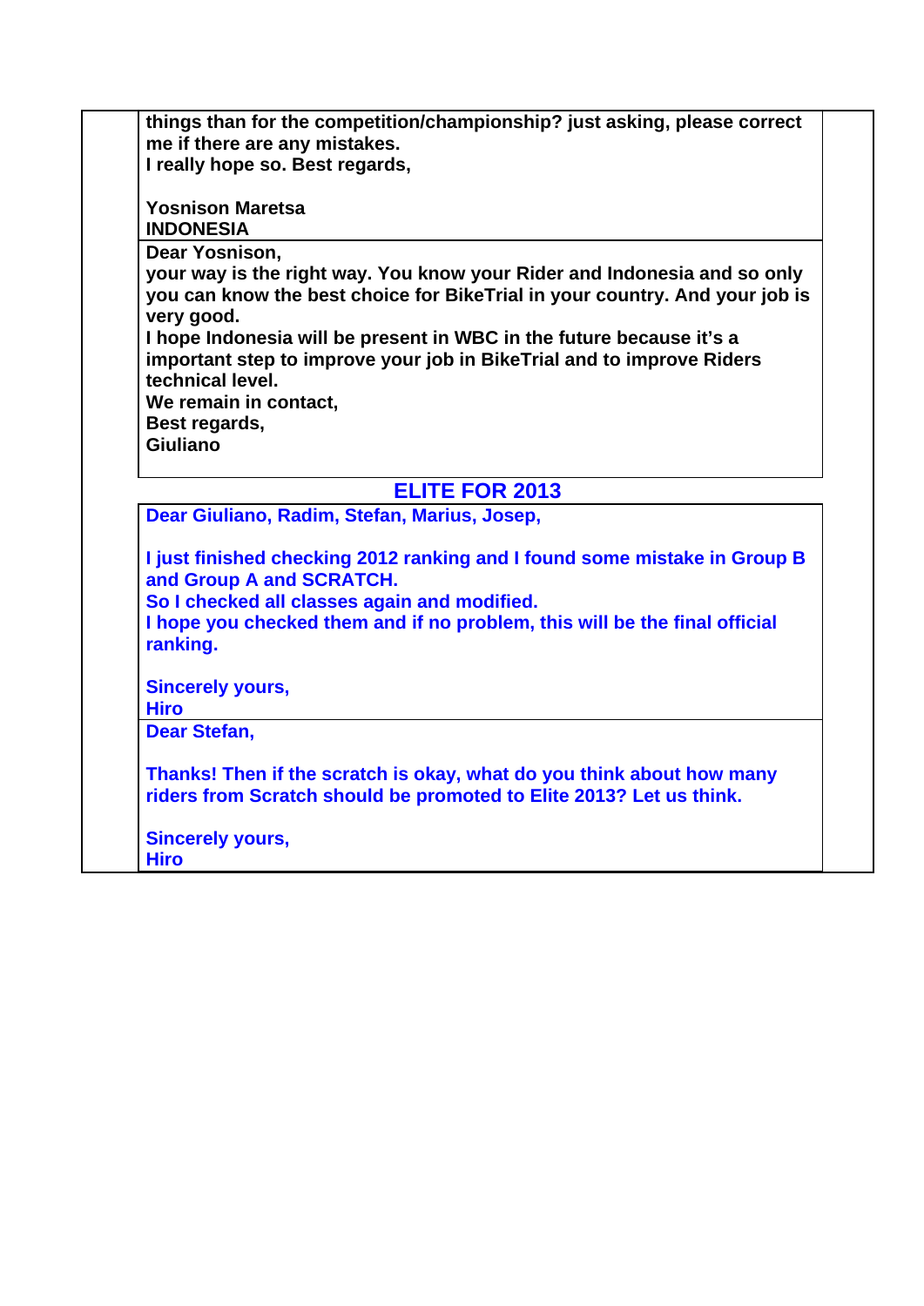**things than for the competition/championship? just asking, please correct me if there are any mistakes.**
**I really hope so. Best regards,**

**Yosnison Maretsa**
**INDONESIA**

**Dear Yosnison,**
**your way is the right way. You know your Rider and Indonesia and so only you can know the best choice for BikeTrial in your country. And your job is very good.**
**I hope Indonesia will be present in WBC in the future because it's a important step to improve your job in BikeTrial and to improve Riders technical level.**
**We remain in contact,**
**Best regards,**
**Giuliano**

## ELITE FOR 2013

**Dear Giuliano, Radim, Stefan, Marius, Josep,**

**I just finished checking 2012 ranking and I found some mistake in Group B and Group A and SCRATCH.**
**So I checked all classes again and modified.**
**I hope you checked them and if no problem, this will be the final official ranking.**

**Sincerely yours,**
**Hiro**

**Dear Stefan,**

**Thanks! Then if the scratch is okay, what do you think about how many riders from Scratch should be promoted to Elite 2013? Let us think.**

**Sincerely yours,**
**Hiro**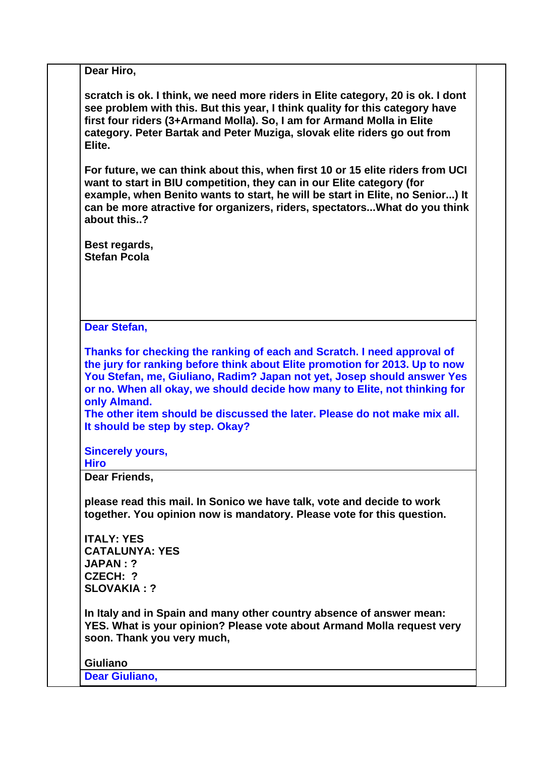**Dear Hiro,**

**scratch is ok. I think, we need more riders in Elite category, 20 is ok. I dont see problem with this. But this year, I think quality for this category have first four riders (3+Armand Molla). So, I am for Armand Molla in Elite category. Peter Bartak and Peter Muziga, slovak elite riders go out from Elite.**

**For future, we can think about this, when first 10 or 15 elite riders from UCI want to start in BIU competition, they can in our Elite category (for example, when Benito wants to start, he will be start in Elite, no Senior...) It can be more atractive for organizers, riders, spectators...What do you think about this..?**

**Best regards,**
**Stefan Pcola**

---

**Dear Stefan,**

**Thanks for checking the ranking of each and Scratch. I need approval of the jury for ranking before think about Elite promotion for 2013. Up to now You Stefan, me, Giuliano, Radim? Japan not yet, Josep should answer Yes or no. When all okay, we should decide how many to Elite, not thinking for only Almand.**
**The other item should be discussed the later. Please do not make mix all. It should be step by step. Okay?**

**Sincerely yours,**
**Hiro**

---

**Dear Friends,**

**please read this mail. In Sonico we have talk, vote and decide to work together. You opinion now is mandatory. Please vote for this question.**

**ITALY: YES**
**CATALUNYA: YES**
**JAPAN : ?**
**CZECH: ?**
**SLOVAKIA : ?**

**In Italy and in Spain and many other country absence of answer mean: YES. What is your opinion? Please vote about Armand Molla request very soon. Thank you very much,**

**Giuliano**

---

**Dear Giuliano,**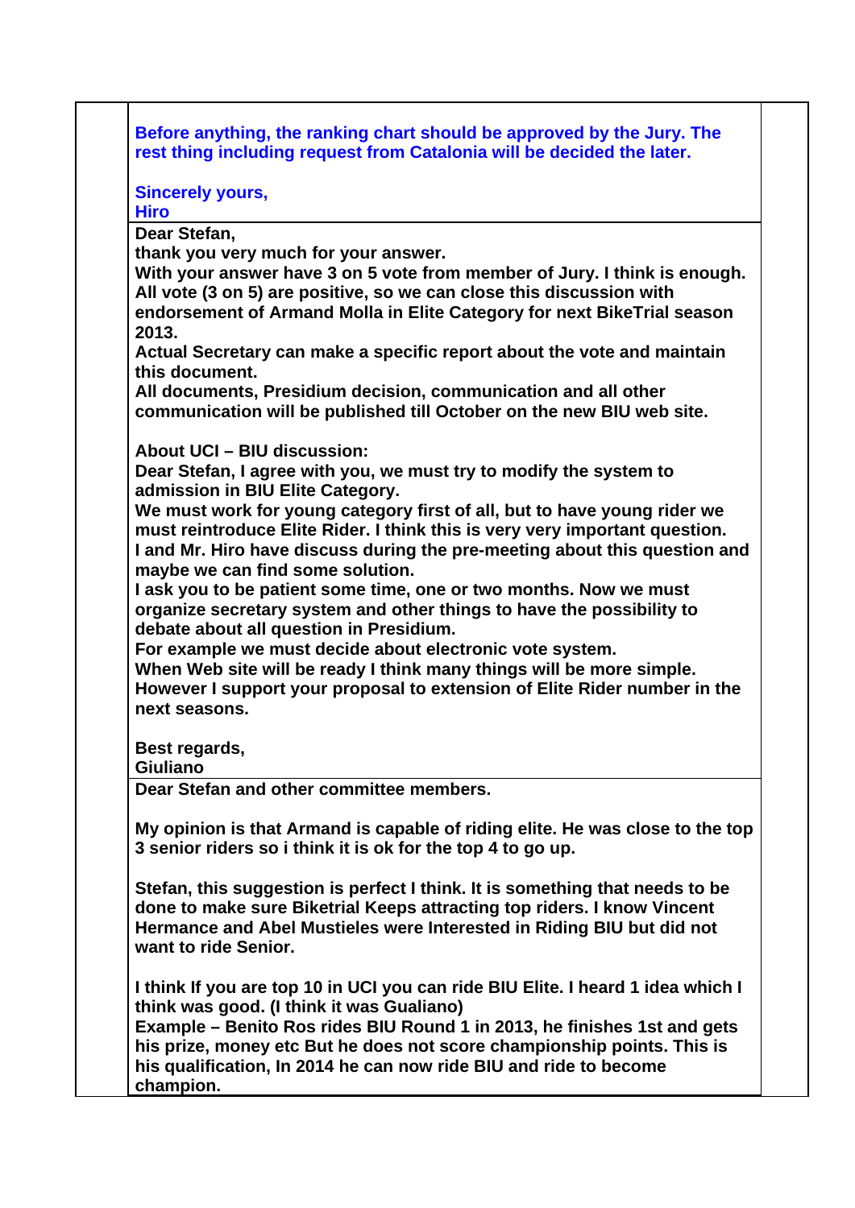**Before anything, the ranking chart should be approved by the Jury. The rest thing including request from Catalonia will be decided the later.**

**Sincerely yours,**
**Hiro**

---

**Dear Stefan,**
**thank you very much for your answer.**
**With your answer have 3 on 5 vote from member of Jury. I think is enough. All vote (3 on 5) are positive, so we can close this discussion with endorsement of Armand Molla in Elite Category for next BikeTrial season 2013.**
**Actual Secretary can make a specific report about the vote and maintain this document.**
**All documents, Presidium decision, communication and all other communication will be published till October on the new BIU web site.**

**About UCI – BIU discussion:**
**Dear Stefan, I agree with you, we must try to modify the system to admission in BIU Elite Category.**
**We must work for young category first of all, but to have young rider we must reintroduce Elite Rider. I think this is very very important question.**
**I and Mr. Hiro have discuss during the pre-meeting about this question and maybe we can find some solution.**
**I ask you to be patient some time, one or two months. Now we must organize secretary system and other things to have the possibility to debate about all question in Presidium.**
**For example we must decide about electronic vote system.**
**When Web site will be ready I think many things will be more simple.**
**However I support your proposal to extension of Elite Rider number in the next seasons.**

**Best regards,**
**Giuliano**

---

**Dear Stefan and other committee members.**

**My opinion is that Armand is capable of riding elite. He was close to the top 3 senior riders so i think it is ok for the top 4 to go up.**

**Stefan, this suggestion is perfect I think. It is something that needs to be done to make sure Biketrial Keeps attracting top riders. I know Vincent Hermance and Abel Mustieles were Interested in Riding BIU but did not want to ride Senior.**

**I think If you are top 10 in UCI you can ride BIU Elite. I heard 1 idea which I think was good. (I think it was Gualiano)**
**Example – Benito Ros rides BIU Round 1 in 2013, he finishes 1st and gets his prize, money etc But he does not score championship points. This is his qualification, In 2014 he can now ride BIU and ride to become champion.**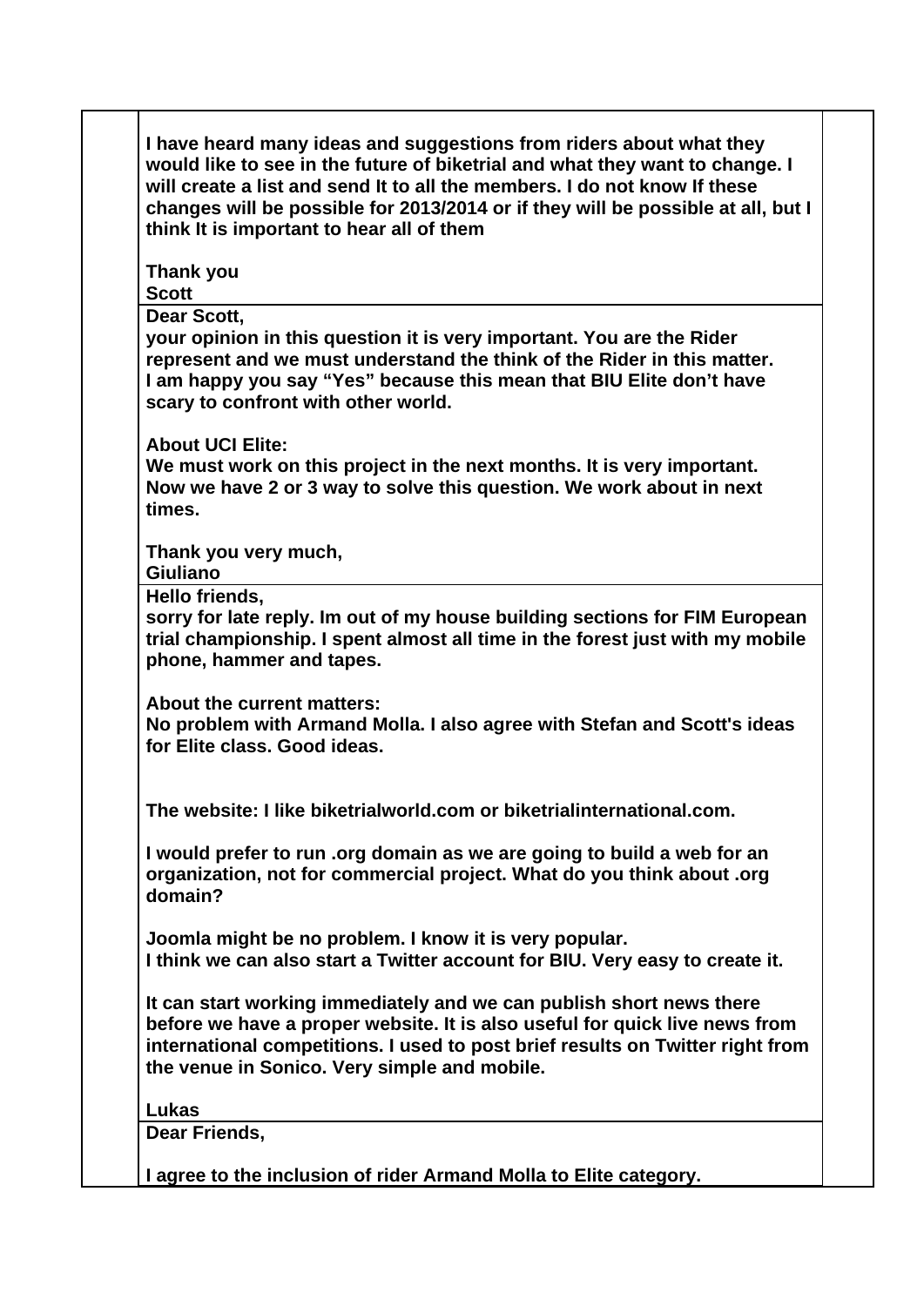**I have heard many ideas and suggestions from riders about what they would like to see in the future of biketrial and what they want to change. I will create a list and send It to all the members. I do not know If these changes will be possible for 2013/2014 or if they will be possible at all, but I think It is important to hear all of them**

**Thank you**
**Scott**

---

**Dear Scott,**
**your opinion in this question it is very important. You are the Rider represent and we must understand the think of the Rider in this matter.**
**I am happy you say "Yes" because this mean that BIU Elite don't have scary to confront with other world.**

**About UCI Elite:**
**We must work on this project in the next months. It is very important. Now we have 2 or 3 way to solve this question. We work about in next times.**

**Thank you very much,**
**Giuliano**

---

**Hello friends,**
**sorry for late reply. Im out of my house building sections for FIM European trial championship. I spent almost all time in the forest just with my mobile phone, hammer and tapes.**

**About the current matters:**
**No problem with Armand Molla. I also agree with Stefan and Scott's ideas for Elite class. Good ideas.**

**The website: I like biketrialworld.com or biketrialinternational.com.**

**I would prefer to run .org domain as we are going to build a web for an organization, not for commercial project. What do you think about .org domain?**

**Joomla might be no problem. I know it is very popular.**
**I think we can also start a Twitter account for BIU. Very easy to create it.**

**It can start working immediately and we can publish short news there before we have a proper website. It is also useful for quick live news from international competitions. I used to post brief results on Twitter right from the venue in Sonico. Very simple and mobile.**

**Lukas**

---

**Dear Friends,**

**I agree to the inclusion of rider Armand Molla to Elite category.**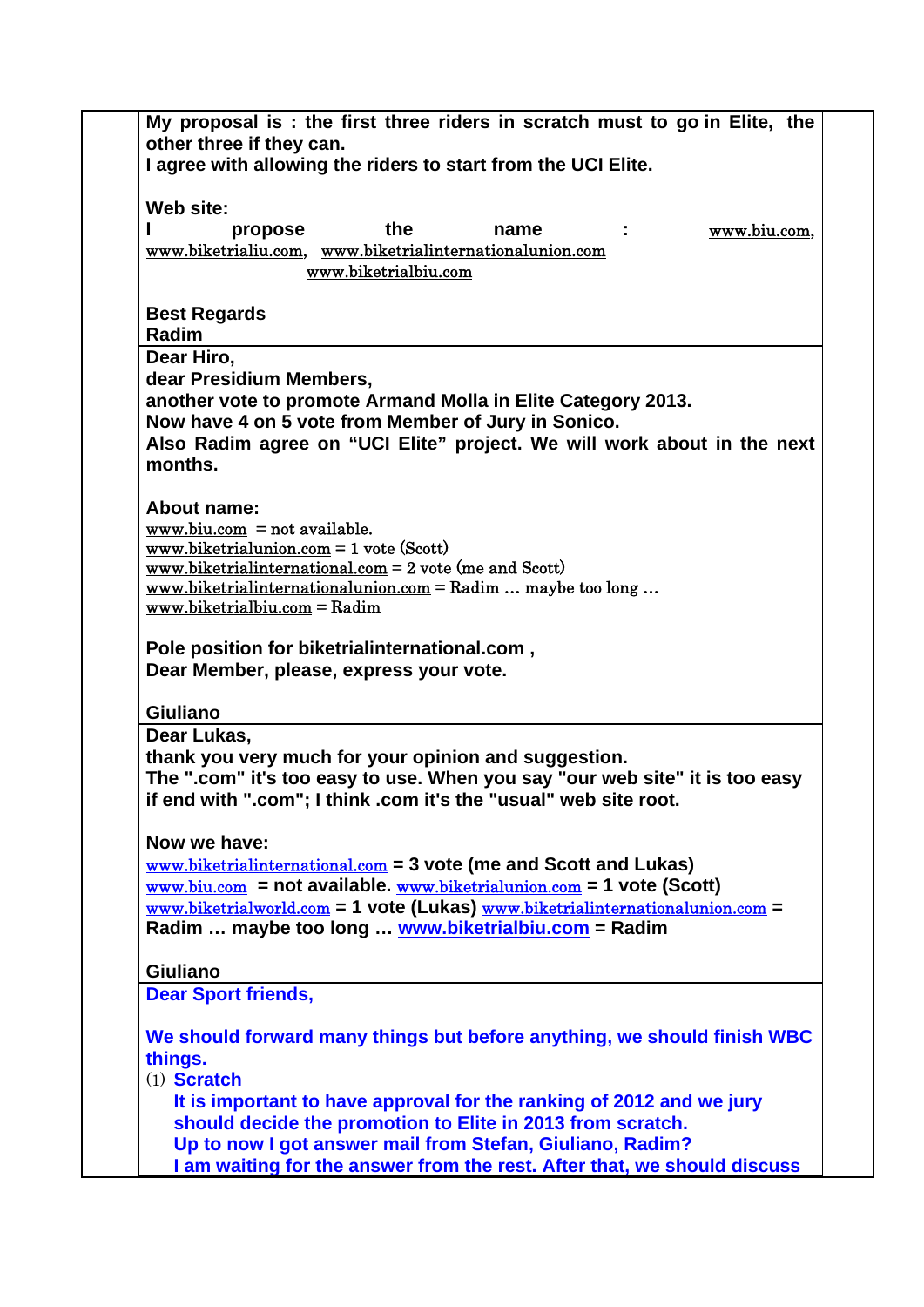**My proposal is : the first three riders in scratch must to go in Elite, the other three if they can.**
**I agree with allowing the riders to start from the UCI Elite.**

**Web site:**
**I propose the name :** www.biu.com, www.biketrialiu.com, www.biketrialinternationalunion.com www.biketrialbiu.com

**Best Regards**
**Radim**

---

**Dear Hiro,**
**dear Presidium Members,**
**another vote to promote Armand Molla in Elite Category 2013.**
**Now have 4 on 5 vote from Member of Jury in Sonico.**
**Also Radim agree on "UCI Elite" project. We will work about in the next months.**

**About name:**
www.biu.com = not available.
www.biketrialunion.com = 1 vote (Scott)
www.biketrialinternational.com = 2 vote (me and Scott)
www.biketrialinternationalunion.com = Radim … maybe too long …
www.biketrialbiu.com = Radim

**Pole position for biketrialinternational.com ,**
**Dear Member, please, express your vote.**

**Giuliano**

---

**Dear Lukas,**
**thank you very much for your opinion and suggestion.**
**The ".com" it's too easy to use. When you say "our web site" it is too easy if end with ".com"; I think .com it's the "usual" web site root.**

**Now we have:**
www.biketrialinternational.com **= 3 vote (me and Scott and Lukas)**
www.biu.com **= not available.** www.biketrialunion.com **= 1 vote (Scott)**
www.biketrialworld.com **= 1 vote (Lukas)** www.biketrialinternationalunion.com **= Radim … maybe too long …** www.biketrialbiu.com **= Radim**

**Giuliano**

---

**Dear Sport friends,**

**We should forward many things but before anything, we should finish WBC things.**

(1) **Scratch**
**It is important to have approval for the ranking of 2012 and we jury should decide the promotion to Elite in 2013 from scratch.**
**Up to now I got answer mail from Stefan, Giuliano, Radim?**
**I am waiting for the answer from the rest. After that, we should discuss**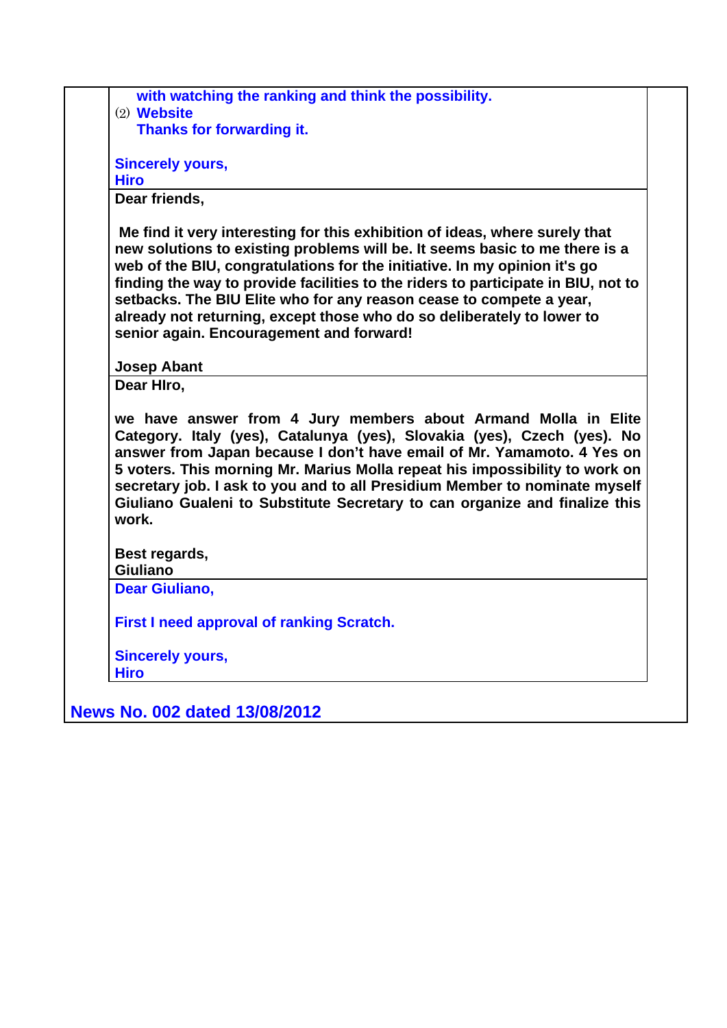with watching the ranking and think the possibility.

(2) **Website**

Thanks for forwarding it.

Sincerely yours,
Hiro

---

**Dear friends,**

**Me find it very interesting for this exhibition of ideas, where surely that new solutions to existing problems will be. It seems basic to me there is a web of the BIU, congratulations for the initiative. In my opinion it's go finding the way to provide facilities to the riders to participate in BIU, not to setbacks. The BIU Elite who for any reason cease to compete a year, already not returning, except those who do so deliberately to lower to senior again. Encouragement and forward!**

**Josep Abant**

---

**Dear HIro,**

**we have answer from 4 Jury members about Armand Molla in Elite Category. Italy (yes), Catalunya (yes), Slovakia (yes), Czech (yes). No answer from Japan because I don't have email of Mr. Yamamoto. 4 Yes on 5 voters. This morning Mr. Marius Molla repeat his impossibility to work on secretary job. I ask to you and to all Presidium Member to nominate myself Giuliano Gualeni to Substitute Secretary to can organize and finalize this work.**

**Best regards,**
**Giuliano**

---

**Dear Giuliano,**

**First I need approval of ranking Scratch.**

**Sincerely yours,**
**Hiro**

## News No. 002 dated 13/08/2012